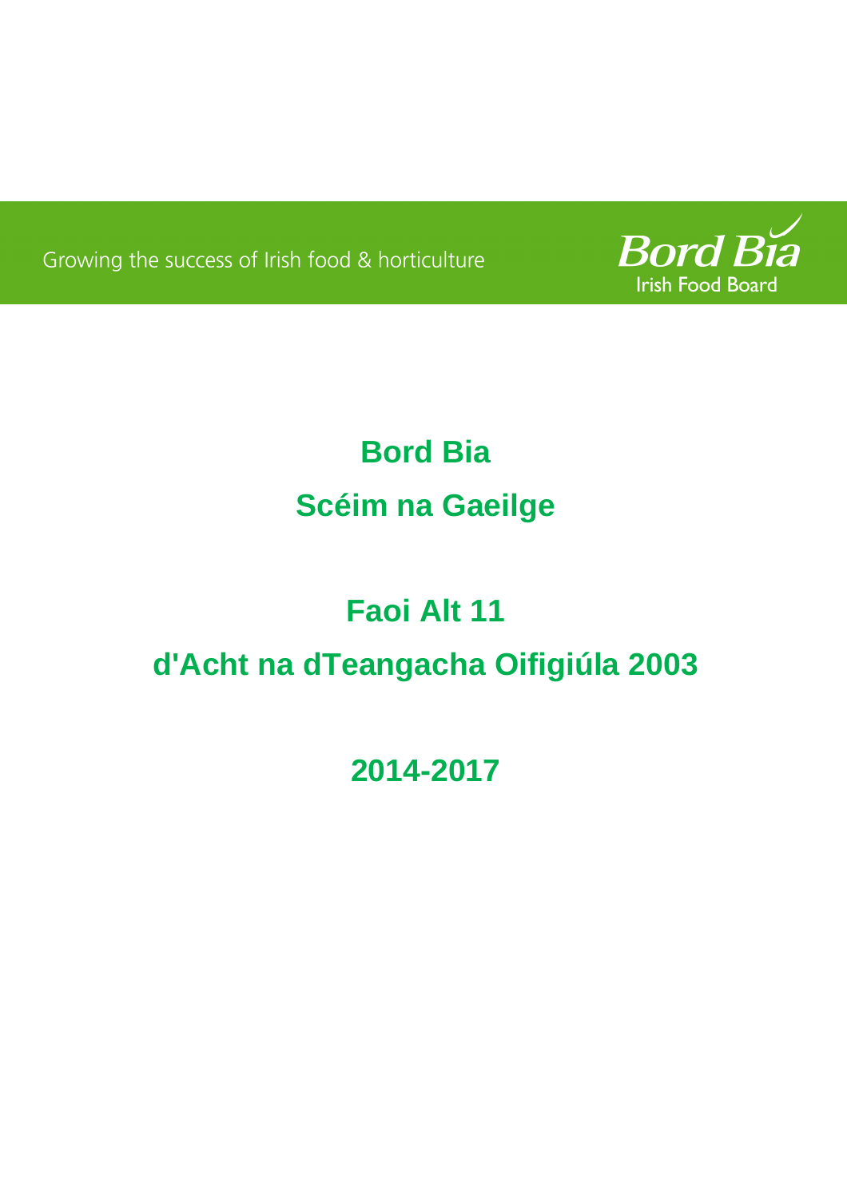Growing the success of Irish food & horticulture

Bord Bia
Irish Food Board

# Bord Bia

# Scéim na Gaeilge

## Faoi Alt 11

## d'Acht na dTeangacha Oifigiúla 2003

## 2014-2017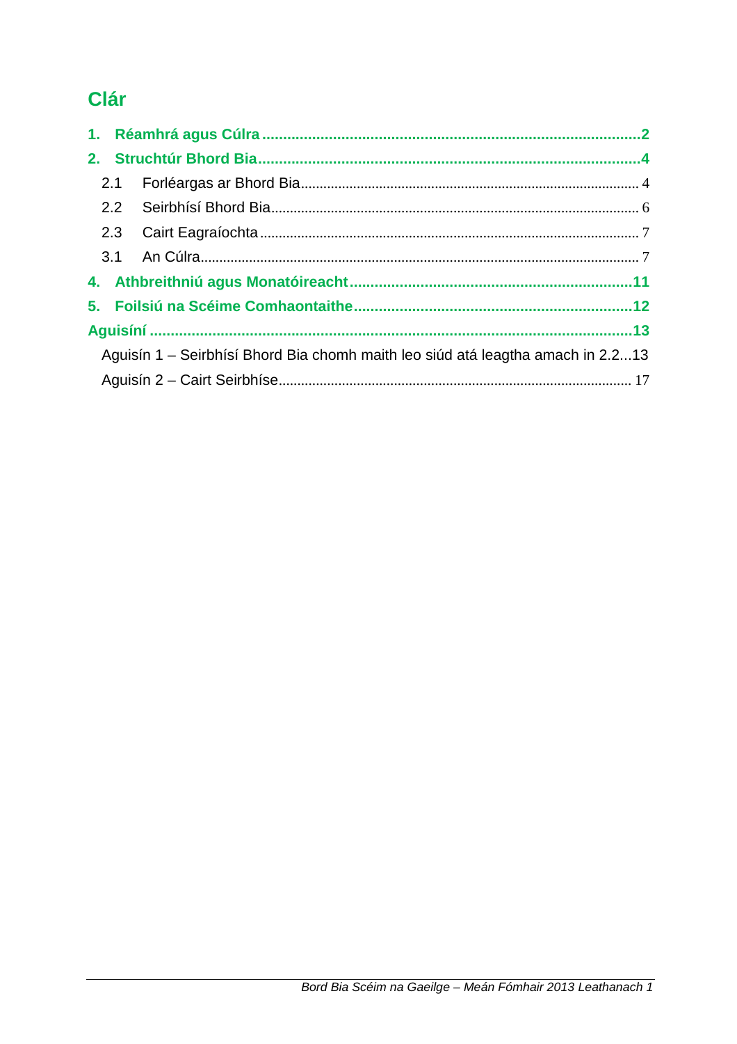## Clár

**1. Réamhrá agus Cúlra** ..... **2**

**2. Struchtúr Bhord Bia** ..... **4**

- 2.1 Forléargas ar Bhord Bia ..... 4
- 2.2 Seirbhísí Bhord Bia ..... 6
- 2.3 Cairt Eagraíochta ..... 7
- 3.1 An Cúlra ..... 7

**4. Athbhreithniú agus Monatóireacht** ..... **11**

**5. Foilsiú na Scéime Comhaontaithe** ..... **12**

**Aguisíní** ..... **13**

- Aguisín 1 – Seirbhísí Bhord Bia chomh maith leo siúd atá leagtha amach in 2.2 ..... 13
- Aguisín 2 – Cairt Seirbhíse ..... 17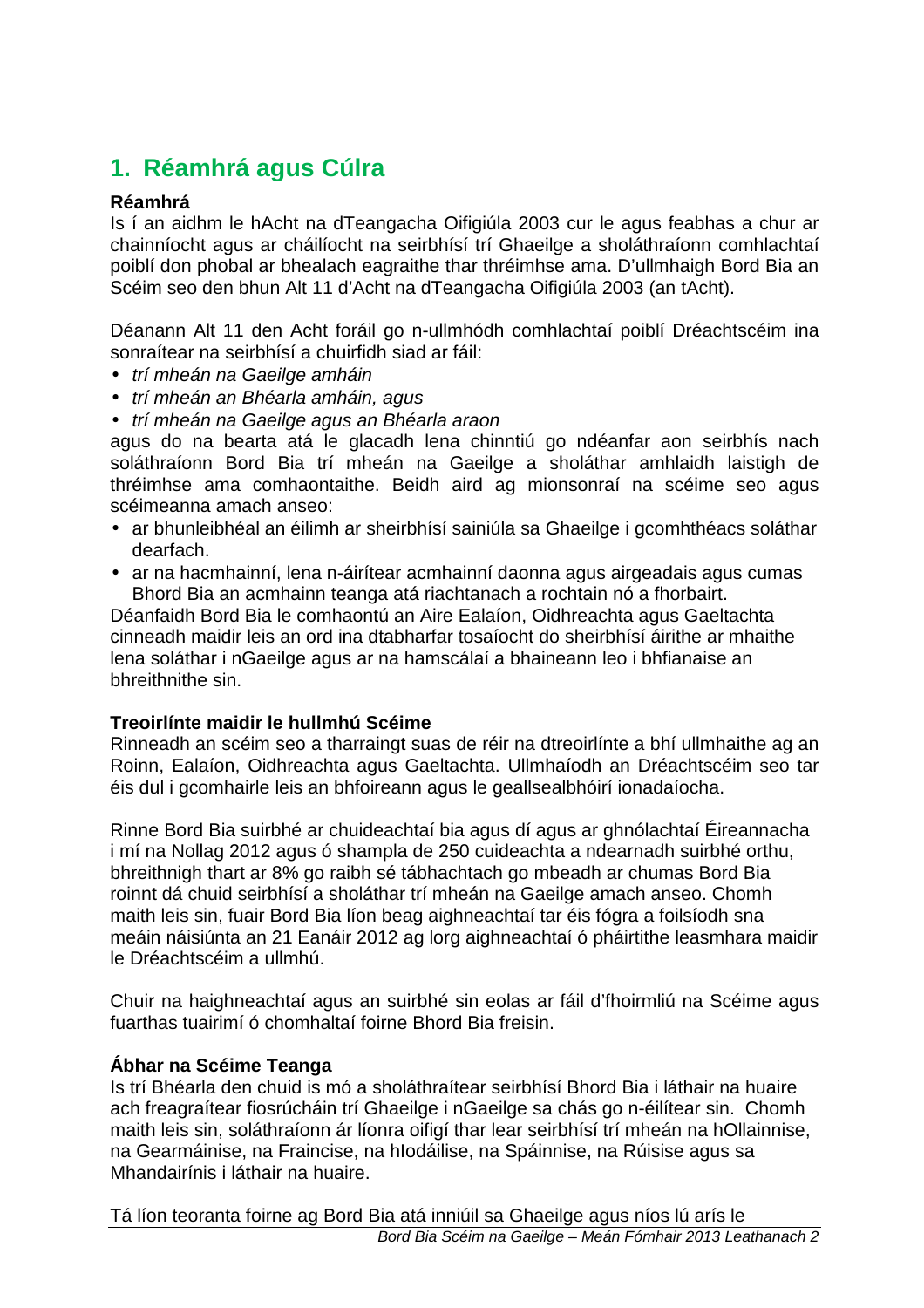# 1. Réamhrá agus Cúlra

**Réamhrá**

Is í an aidhm le hAcht na dTeangacha Oifigiúla 2003 cur le agus feabhas a chur ar chainníocht agus ar cháilíocht na seirbhísí trí Ghaeilge a sholáthraíonn comhlachtaí poiblí don phobal ar bhealach eagraithe thar thréimhse ama. D'ullmhaigh Bord Bia an Scéim seo den bhun Alt 11 d'Acht na dTeangacha Oifigiúla 2003 (an tAcht).

Déanann Alt 11 den Acht foráil go n-ullmhódh comhlachtaí poiblí Dréachtscéim ina sonraítear na seirbhísí a chuirfidh siad ar fáil:

- *trí mheán na Gaeilge amháin*
- *trí mheán an Bhéarla amháin, agus*
- *trí mheán na Gaeilge agus an Bhéarla araon*

agus do na bearta atá le glacadh lena chinntiú go ndéanfar aon seirbhís nach soláthraíonn Bord Bia trí mheán na Gaeilge a sholáthar amhlaidh laistigh de thréimhse ama comhaontaithe. Beidh aird ag mionsonraí na scéime seo agus scéimeanna amach anseo:

- ar bhunleibhéal an éilimh ar sheirbhísí sainiúla sa Ghaeilge i gcomhthéacs soláthar dearfach.
- ar na hacmhainní, lena n-áirítear acmhainní daonna agus airgeadais agus cumas Bhord Bia an acmhainn teanga atá riachtanach a rochtain nó a fhorbairt.

Déanfaidh Bord Bia le comhaontú an Aire Ealaíon, Oidhreachta agus Gaeltachta cinneadh maidir leis an ord ina dtabharfar tosaíocht do sheirbhísí áirithe ar mhaithe lena soláthar i nGaeilge agus ar na hamscálaí a bhaineann leo i bhfianaise an bhreithnithe sin.

**Treoirlínte maidir le hullmhú Scéime**

Rinneadh an scéim seo a tharraingt suas de réir na dtreoirlínte a bhí ullmhaithe ag an Roinn, Ealaíon, Oidhreachta agus Gaeltachta. Ullmhaíodh an Dréachtscéim seo tar éis dul i gcomhairle leis an bhfoireann agus le geallsealbhóirí ionadaíocha.

Rinne Bord Bia suirbhé ar chuideachtaí bia agus dí agus ar ghnólachtaí Éireannacha i mí na Nollag 2012 agus ó shampla de 250 cuideachta a ndearnadh suirbhé orthu, bhreithnigh thart ar 8% go raibh sé tábhachtach go mbeadh ar chumas Bord Bia roinnt dá chuid seirbhísí a sholáthar trí mheán na Gaeilge amach anseo. Chomh maith leis sin, fuair Bord Bia líon beag aighneachtaí tar éis fógra a foilsíodh sna meáin náisiúnta an 21 Eanáir 2012 ag lorg aighneachtaí ó pháirtithe leasmhara maidir le Dréachtscéim a ullmhú.

Chuir na haighneachtaí agus an suirbhé sin eolas ar fáil d'fhoirmliú na Scéime agus fuarthas tuairimí ó chomhaltaí foirne Bhord Bia freisin.

**Ábhar na Scéime Teanga**

Is trí Bhéarla den chuid is mó a sholáthraítear seirbhísí Bhord Bia i láthair na huaire ach freagraítear fiosrúcháin trí Ghaeilge i nGaeilge sa chás go n-éilítear sin. Chomh maith leis sin, soláthraíonn ár líonra oifigí thar lear seirbhísí trí mheán na hOllainnise, na Gearmáinise, na Fraincise, na hIodáilise, na Spáinnise, na Rúisise agus sa Mhandairínis i láthair na huaire.

Tá líon teoranta foirne ag Bord Bia atá inniúil sa Ghaeilge agus níos lú arís le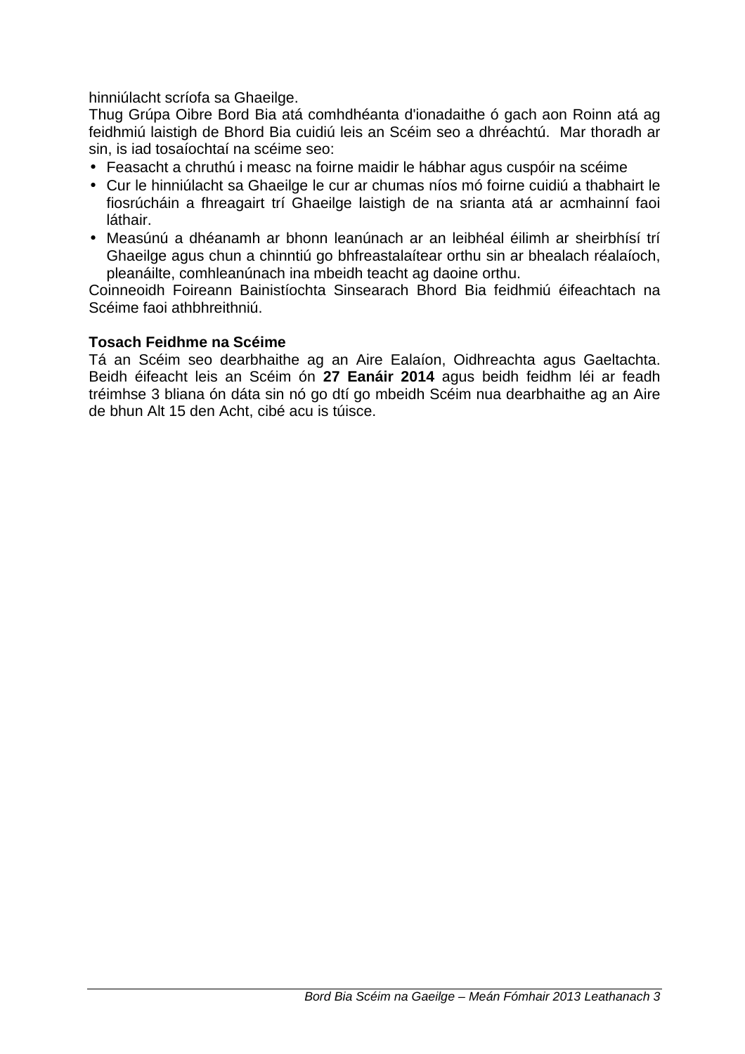hinniúlacht scríofa sa Ghaeilge.

Thug Grúpa Oibre Bord Bia atá comhdhéanta d'ionadaithe ó gach aon Roinn atá ag feidhmiú laistigh de Bhord Bia cuidiú leis an Scéim seo a dhréachtú. Mar thoradh ar sin, is iad tosaíochtaí na scéime seo:

- Feasacht a chruthú i measc na foirne maidir le hábhar agus cuspóir na scéime
- Cur le hinniúlacht sa Ghaeilge le cur ar chumas níos mó foirne cuidiú a thabhairt le fiosrúcháin a fhreagairt trí Ghaeilge laistigh de na srianta atá ar acmhainní faoi láthair.
- Measúnú a dhéanamh ar bhonn leanúnach ar an leibhéal éilimh ar sheirbhísí trí Ghaeilge agus chun a chinntiú go bhfreastalaítear orthu sin ar bhealach réalaíoch, pleanáilte, comhleanúnach ina mbeidh teacht ag daoine orthu.

Coinneoidh Foireann Bainistíochta Sinsearach Bhord Bia feidhmiú éifeachtach na Scéime faoi athbhreithniú.

**Tosach Feidhme na Scéime**

Tá an Scéim seo dearbhaithe ag an Aire Ealaíon, Oidhreachta agus Gaeltachta. Beidh éifeacht leis an Scéim ón **27 Eanáir 2014** agus beidh feidhm léi ar feadh tréimhse 3 bliana ón dáta sin nó go dtí go mbeidh Scéim nua dearbhaithe ag an Aire de bhun Alt 15 den Acht, cibé acu is túisce.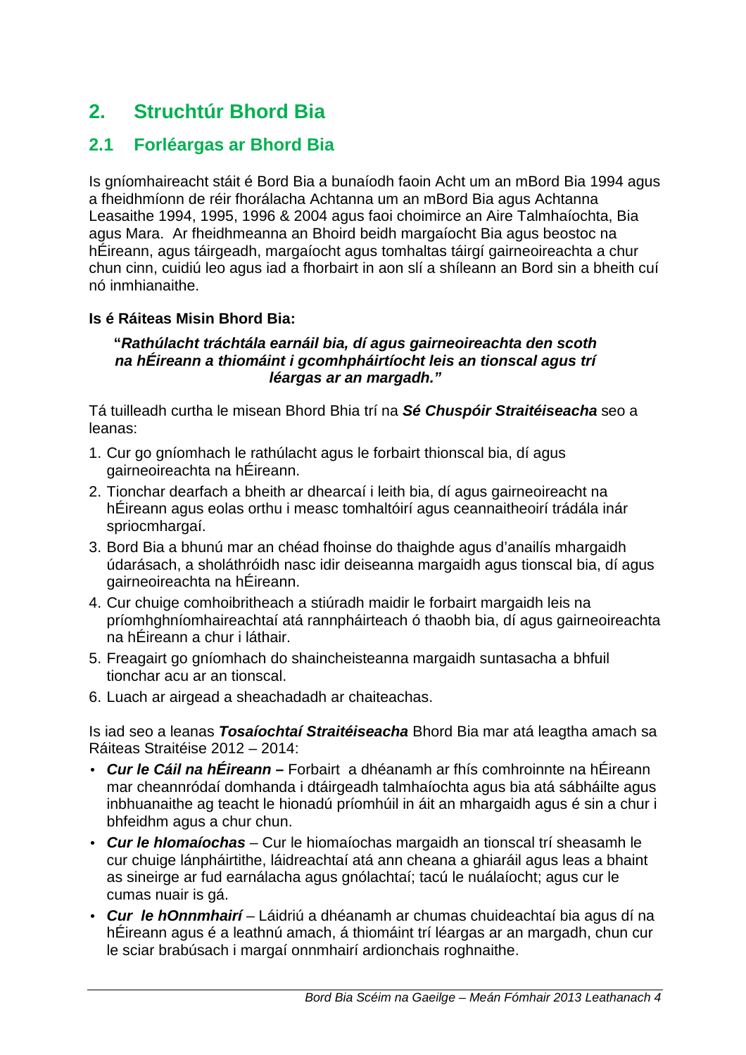# 2. Struchtúr Bhord Bia

## 2.1 Forléargas ar Bhord Bia

Is gníomhaireacht stáit é Bord Bia a bunaíodh faoin Acht um an mBord Bia 1994 agus a fheidhmíonn de réir fhorálacha Achtanna um an mBord Bia agus Achtanna Leasaithe 1994, 1995, 1996 & 2004 agus faoi choimirce an Aire Talmhaíochta, Bia agus Mara. Ar fheidhmeanna an Bhoird beidh margaíocht Bia agus beostoc na hÉireann, agus táirgeadh, margaíocht agus tomhaltas táirgí gairneoireachta a chur chun cinn, cuidiú leo agus iad a fhorbairt in aon slí a shíleann an Bord sin a bheith cuí nó inmhianaithe.

**Is é Ráiteas Misin Bhord Bia:**

> **"*Rathúlacht tráchtála earnáil bia, dí agus gairneoireachta den scoth na hÉireann a thiomáint i gcomhpháirtíocht leis an tionscal agus trí léargas ar an margadh."***

Tá tuilleadh curtha le misean Bhord Bhia trí na ***Sé Chuspóir Straitéiseacha*** seo a leanas:

1. Cur go gníomhach le rathúlacht agus le forbairt thionscal bia, dí agus gairneoireachta na hÉireann.
2. Tionchar dearfach a bheith ar dhearcaí i leith bia, dí agus gairneoireacht na hÉireann agus eolas orthu i measc tomhaltóirí agus ceannaitheoirí trádála inár spriocmhargaí.
3. Bord Bia a bhunú mar an chéad fhoinse do thaighde agus d'anailís mhargaidh údarásach, a sholáthróidh nasc idir deiseanna margaidh agus tionscal bia, dí agus gairneoireachta na hÉireann.
4. Cur chuige comhoibritheach a stiúradh maidir le forbairt margaidh leis na príomhghníomhaireachtaí atá rannpháirteach ó thaobh bia, dí agus gairneoireachta na hÉireann a chur i láthair.
5. Freagairt go gníomhach do shaincheisteanna margaidh suntasacha a bhfuil tionchar acu ar an tionscal.
6. Luach ar airgead a sheachadadh ar chaiteachas.

Is iad seo a leanas ***Tosaíochtaí Straitéiseacha*** Bhord Bia mar atá leagtha amach sa Ráiteas Straitéise 2012 – 2014:

- ***Cur le Cáil na hÉireann –*** Forbairt a dhéanamh ar fhís comhroinnte na hÉireann mar cheannródaí domhanda i dtáirgeadh talmhaíochta agus bia atá sábháilte agus inbhuanaithe ag teacht le hionadú príomhúil in áit an mhargaidh agus é sin a chur i bhfeidhm agus a chur chun.
- ***Cur le hIomaíochas*** – Cur le hiomaíochas margaidh an tionscal trí sheasamh le cur chuige lánpháirtithe, láidreachtaí atá ann cheana a ghiaráil agus leas a bhaint as sineirge ar fud earnálacha agus gnólachtaí; tacú le nuálaíocht; agus cur le cumas nuair is gá.
- ***Cur le hOnnmhairí*** – Láidriú a dhéanamh ar chumas chuideachtaí bia agus dí na hÉireann agus é a leathnú amach, á thiomáint trí léargas ar an margadh, chun cur le sciar brabúsach i margaí onnmhairí ardionchais roghnaithe.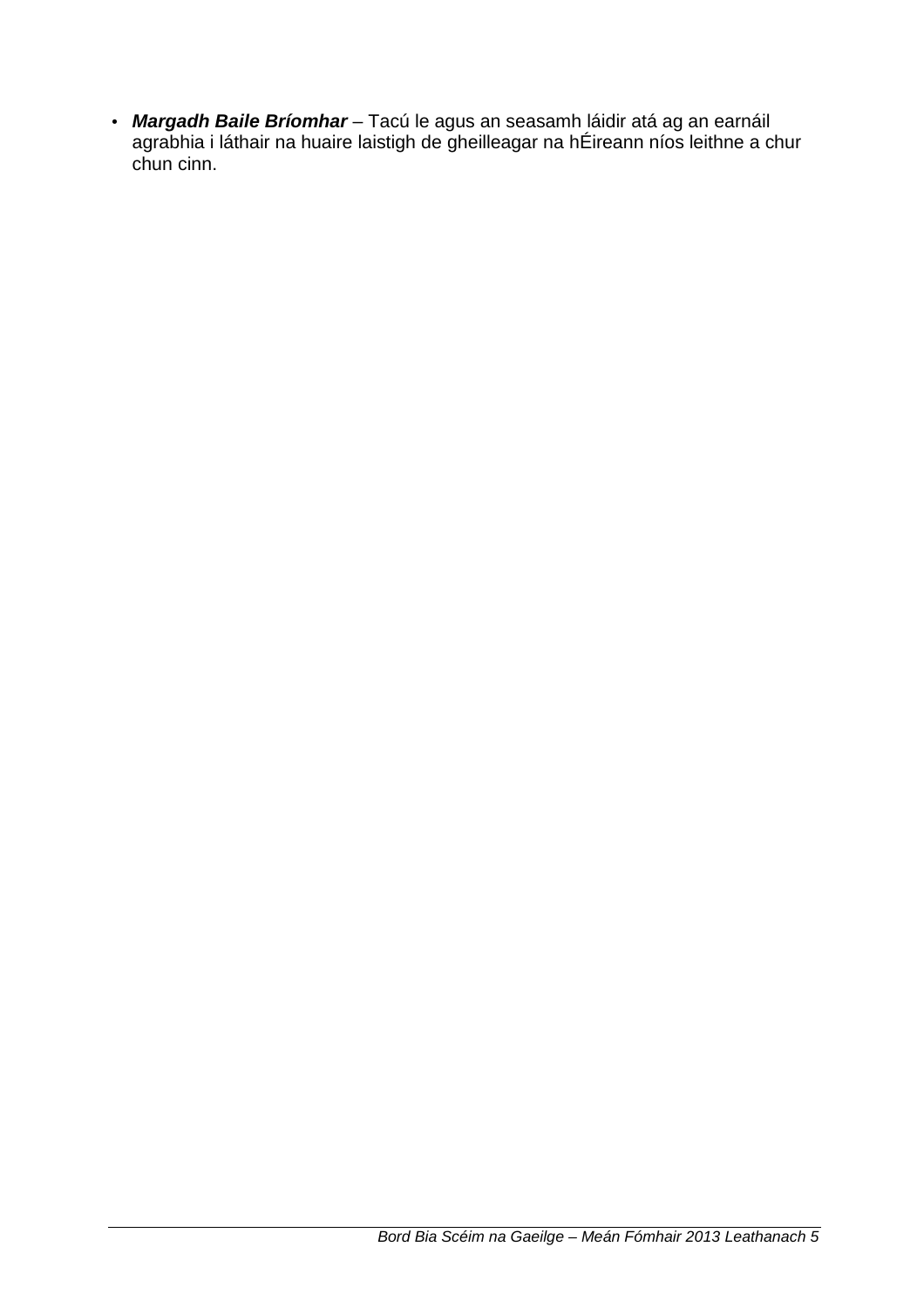- ***Margadh Baile Bríomhar*** – Tacú le agus an seasamh láidir atá ag an earnáil agrabhia i láthair na huaire laistigh de gheilleagar na hÉireann níos leithne a chur chun cinn.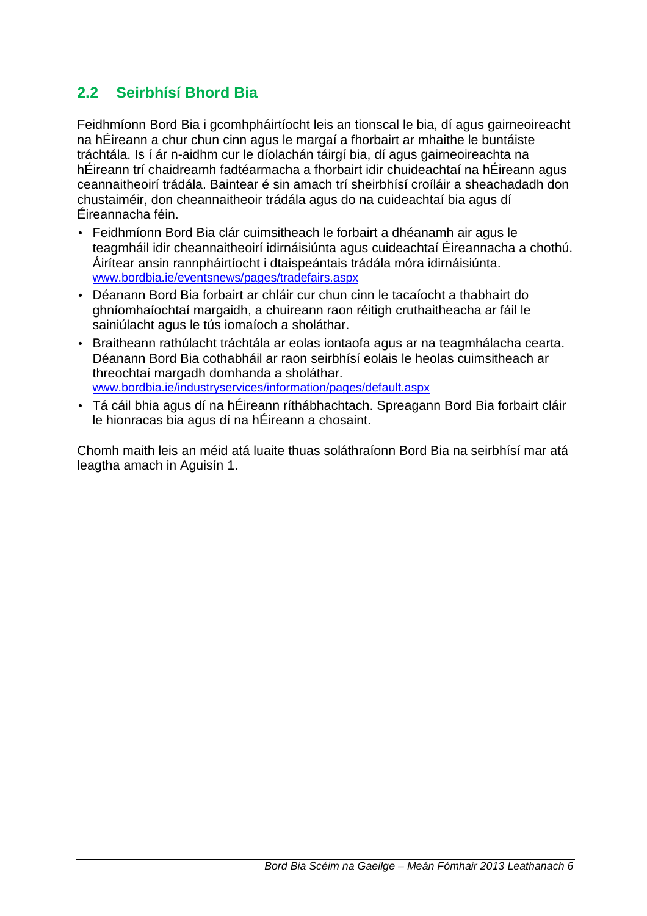## 2.2 Seirbhísí Bhord Bia

Feidhmíonn Bord Bia i gcomhpháirtíocht leis an tionscal le bia, dí agus gairneoireacht na hÉireann a chur chun cinn agus le margaí a fhorbairt ar mhaithe le buntáiste tráchtála. Is í ár n-aidhm cur le díolachán táirgí bia, dí agus gairneoireachta na hÉireann trí chaidreamh fadtéarmacha a fhorbairt idir chuideachtaí na hÉireann agus ceannaitheoirí trádála. Baintear é sin amach trí sheirbhísí croíláir a sheachadadh don chustaiméir, don cheannaitheoir trádála agus do na cuideachtaí bia agus dí Éireannacha féin.

- Feidhmíonn Bord Bia clár cuimsitheach le forbairt a dhéanamh air agus le teagmháil idir cheannaitheoirí idirnáisiúnta agus cuideachtaí Éireannacha a chothú. Áirítear ansin rannpháirtíocht i dtaispeántais trádála móra idirnáisiúnta. www.bordbia.ie/eventsnews/pages/tradefairs.aspx
- Déanann Bord Bia forbairt ar chláir cur chun cinn le tacaíocht a thabhairt do ghníomhaíochtaí margaidh, a chuireann raon réitigh cruthaitheacha ar fáil le sainiúlacht agus le tús iomaíoch a sholáthar.
- Braitheann rathúlacht tráchtála ar eolas iontaofa agus ar na teagmhálacha cearta. Déanann Bord Bia cothabháil ar raon seirbhísí eolais le heolas cuimsitheach ar threochtaí margadh domhanda a sholáthar. www.bordbia.ie/industryservices/information/pages/default.aspx
- Tá cáil bhia agus dí na hÉireann ríthábhachtach. Spreagann Bord Bia forbairt cláir le hionracas bia agus dí na hÉireann a chosaint.

Chomh maith leis an méid atá luaite thuas soláthraíonn Bord Bia na seirbhísí mar atá leagtha amach in Aguisín 1.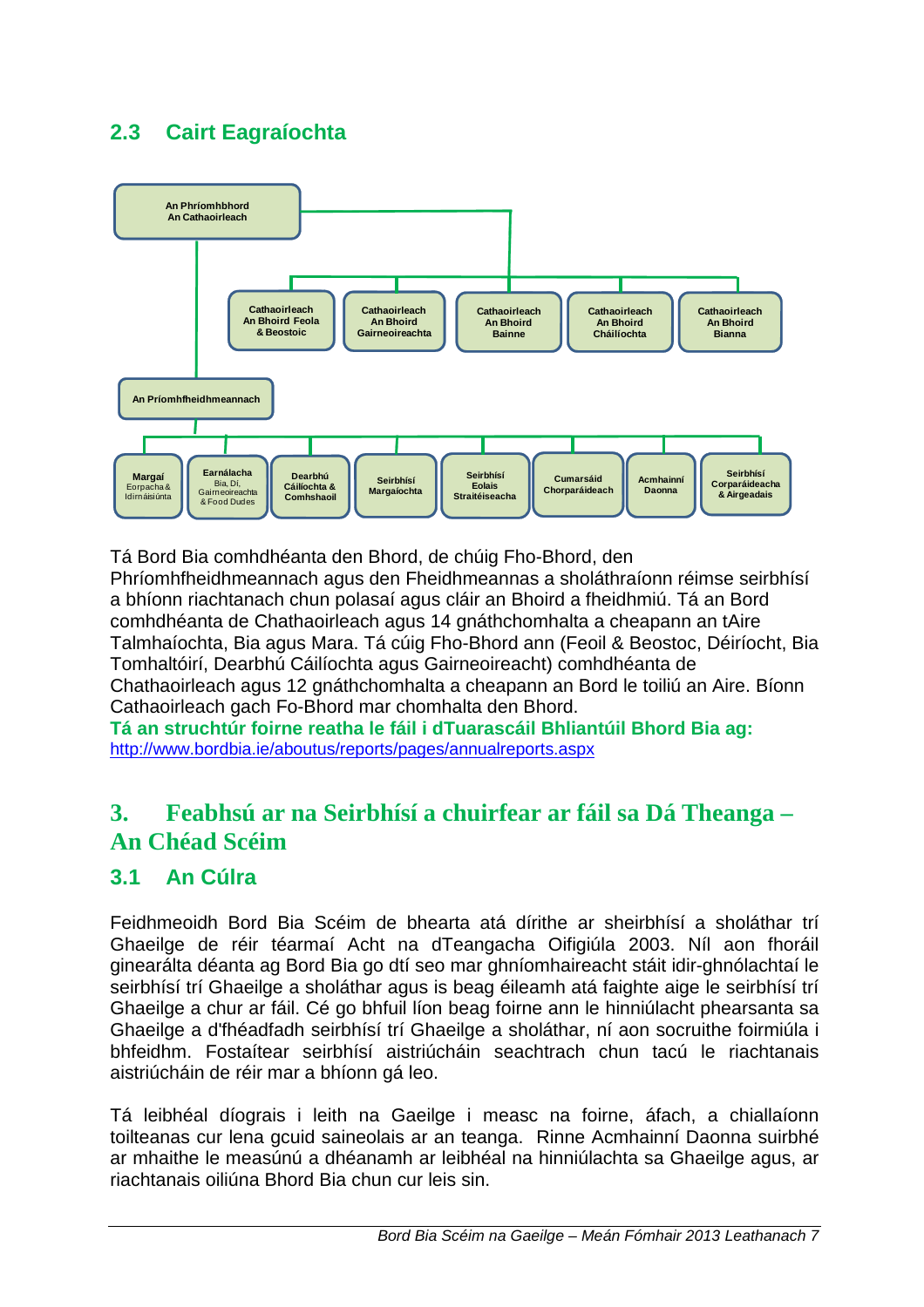## 2.3 Cairt Eagraíochta

An Phríomhbhord
An Cathaoirleach

- Cathaoirleach An Bhoird Feola & Beostoic
- Cathaoirleach An Bhoird Gairneoireachta
- Cathaoirleach An Bhoird Bainne
- Cathaoirleach An Bhoird Cháilíochta
- Cathaoirleach An Bhoird Bianna

An Príomhfheidhmeannach

- Margaí Eorpacha & Idirnáisiúnta
- Earnálacha Bia, Dí, Gairneoireachta & Food Dudes
- Dearbhú Cáilíochta & Comhshaoil
- Seirbhísí Margaíochta
- Seirbhísí Eolais Straitéiseacha
- Cumarsáid Chorparáideach
- Acmhainní Daonna
- Seirbhísí Corparáideacha & Airgeadais

Tá Bord Bia comhdhéanta den Bhord, de chúig Fho-Bhord, den Phríomhfheidhmeannach agus den Fheidhmeannas a sholáthraíonn réimse seirbhísí a bhíonn riachtanach chun polasaí agus cláir an Bhoird a fheidhmiú. Tá an Bord comhdhéanta de Chathaoirleach agus 14 gnáthchomhalta a cheapann an tAire Talmhaíochta, Bia agus Mara. Tá cúig Fho-Bhord ann (Feoil & Beostoc, Déiríocht, Bia Tomhaltóirí, Dearbhú Cáilíochta agus Gairneoireacht) comhdhéanta de Chathaoirleach agus 12 gnáthchomhalta a cheapann an Bord le toiliú an Aire. Bíonn Cathaoirleach gach Fo-Bhord mar chomhalta den Bhord.

**Tá an struchtúr foirne reatha le fáil i dTuarascáil Bhliantúil Bhord Bia ag:**
http://www.bordbia.ie/aboutus/reports/pages/annualreports.aspx

# 3. Feabhsú ar na Seirbhísí a chuirfear ar fáil sa Dá Theanga – An Chéad Scéim

## 3.1 An Cúlra

Feidhmeoidh Bord Bia Scéim de bhearta atá dírithe ar sheirbhísí a sholáthar trí Ghaeilge de réir téarmaí Acht na dTeangacha Oifigiúla 2003. Níl aon fhoráil ginearálta déanta ag Bord Bia go dtí seo mar ghníomhaireacht stáit idir-ghnólachtaí le seirbhísí trí Ghaeilge a sholáthar agus is beag éileamh atá faighte aige le seirbhísí trí Ghaeilge a chur ar fáil. Cé go bhfuil líon beag foirne ann le hinniúlacht phearsanta sa Ghaeilge a d'fhéadfadh seirbhísí trí Ghaeilge a sholáthar, ní aon socruithe foirmiúla i bhfeidhm. Fostaítear seirbhísí aistriúcháin seachtrach chun tacú le riachtanais aistriúcháin de réir mar a bhíonn gá leo.

Tá leibhéal díograis i leith na Gaeilge i measc na foirne, áfach, a chiallaíonn toilteanas cur lena gcuid saineolais ar an teanga. Rinne Acmhainní Daonna suirbhé ar mhaithe le measúnú a dhéanamh ar leibhéal na hinniúlachta sa Ghaeilge agus, ar riachtanais oiliúna Bhord Bia chun cur leis sin.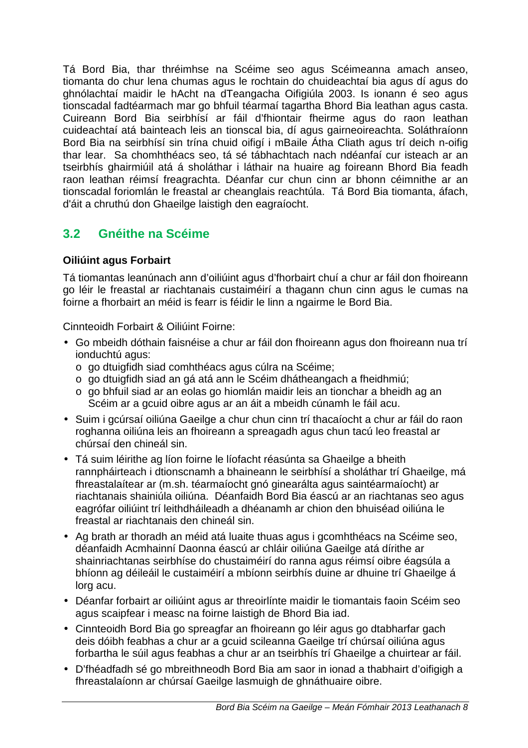Tá Bord Bia, thar thréimhse na Scéime seo agus Scéimeanna amach anseo, tiomanta do chur lena chumas agus le rochtain do chuideachtaí bia agus dí agus do ghnólachtaí maidir le hAcht na dTeangacha Oifigiúla 2003. Is ionann é seo agus tionscadal fadtéarmach mar go bhfuil téarmaí tagartha Bhord Bia leathan agus casta. Cuireann Bord Bia seirbhísí ar fáil d'fhiontair fheirme agus do raon leathan cuideachtaí atá bainteach leis an tionscal bia, dí agus gairneoireachta. Soláthraíonn Bord Bia na seirbhísí sin trína chuid oifigí i mBaile Átha Cliath agus trí deich n-oifig thar lear. Sa chomhthéacs seo, tá sé tábhachtach nach ndéanfaí cur isteach ar an tseirbhís ghairmiúil atá á sholáthar i láthair na huaire ag foireann Bhord Bia feadh raon leathan réimsí freagrachta. Déanfar cur chun cinn ar bhonn céimnithe ar an tionscadal foriomlán le freastal ar cheanglais reachtúla. Tá Bord Bia tiomanta, áfach, d'áit a chruthú don Ghaeilge laistigh den eagraíocht.

## 3.2 Gnéithe na Scéime

**Oiliúint agus Forbairt**

Tá tiomantas leanúnach ann d'oiliúint agus d'fhorbairt chuí a chur ar fáil don fhoireann go léir le freastal ar riachtanais custaiméirí a thagann chun cinn agus le cumas na foirne a fhorbairt an méid is fearr is féidir le linn a ngairme le Bord Bia.

Cinnteoidh Forbairt & Oiliúint Foirne:

- Go mbeidh dóthain faisnéise a chur ar fáil don fhoireann agus don fhoireann nua trí ionduchtú agus:
  - go dtuigfidh siad comhthéacs agus cúlra na Scéime;
  - go dtuigfidh siad an gá atá ann le Scéim dhátheangach a fheidhmiú;
  - go bhfuil siad ar an eolas go hiomlán maidir leis an tionchar a bheidh ag an Scéim ar a gcuid oibre agus ar an áit a mbeidh cúnamh le fáil acu.
- Suim i gcúrsaí oiliúna Gaeilge a chur chun cinn trí thacaíocht a chur ar fáil do raon roghanna oiliúna leis an fhoireann a spreagadh agus chun tacú leo freastal ar chúrsaí den chineál sin.
- Tá suim léirithe ag líon foirne le líofacht réasúnta sa Ghaeilge a bheith rannpháirteach i dtionscnamh a bhaineann le seirbhísí a sholáthar trí Ghaeilge, má fhreastalaítear ar (m.sh. téarmaíocht gnó ginearálta agus saintéarmaíocht) ar riachtanais shainiúla oiliúna. Déanfaidh Bord Bia éascú ar an riachtanas seo agus eagrófar oiliúint trí leithdháileadh a dhéanamh ar chion den bhuiséad oiliúna le freastal ar riachtanais den chineál sin.
- Ag brath ar thoradh an méid atá luaite thuas agus i gcomhthéacs na Scéime seo, déanfaidh Acmhainní Daonna éascú ar chláir oiliúna Gaeilge atá dírithe ar shainriachtanas seirbhíse do chustaiméirí do ranna agus réimsí oibre éagsúla a bhíonn ag déileáil le custaiméirí a mbíonn seirbhís duine ar dhuine trí Ghaeilge á lorg acu.
- Déanfar forbairt ar oiliúint agus ar threoirlínte maidir le tiomantais faoin Scéim seo agus scaipfear i measc na foirne laistigh de Bhord Bia iad.
- Cinnteoidh Bord Bia go spreagfar an fhoireann go léir agus go dtabharfar gach deis dóibh feabhas a chur ar a gcuid scileanna Gaeilge trí chúrsaí oiliúna agus forbartha le súil agus feabhas a chur ar an tseirbhís trí Ghaeilge a chuirtear ar fáil.
- D'fhéadfadh sé go mbreithneodh Bord Bia am saor in ionad a thabhairt d'oifigigh a fhreastalaíonn ar chúrsaí Gaeilge lasmuigh de ghnáthuaire oibre.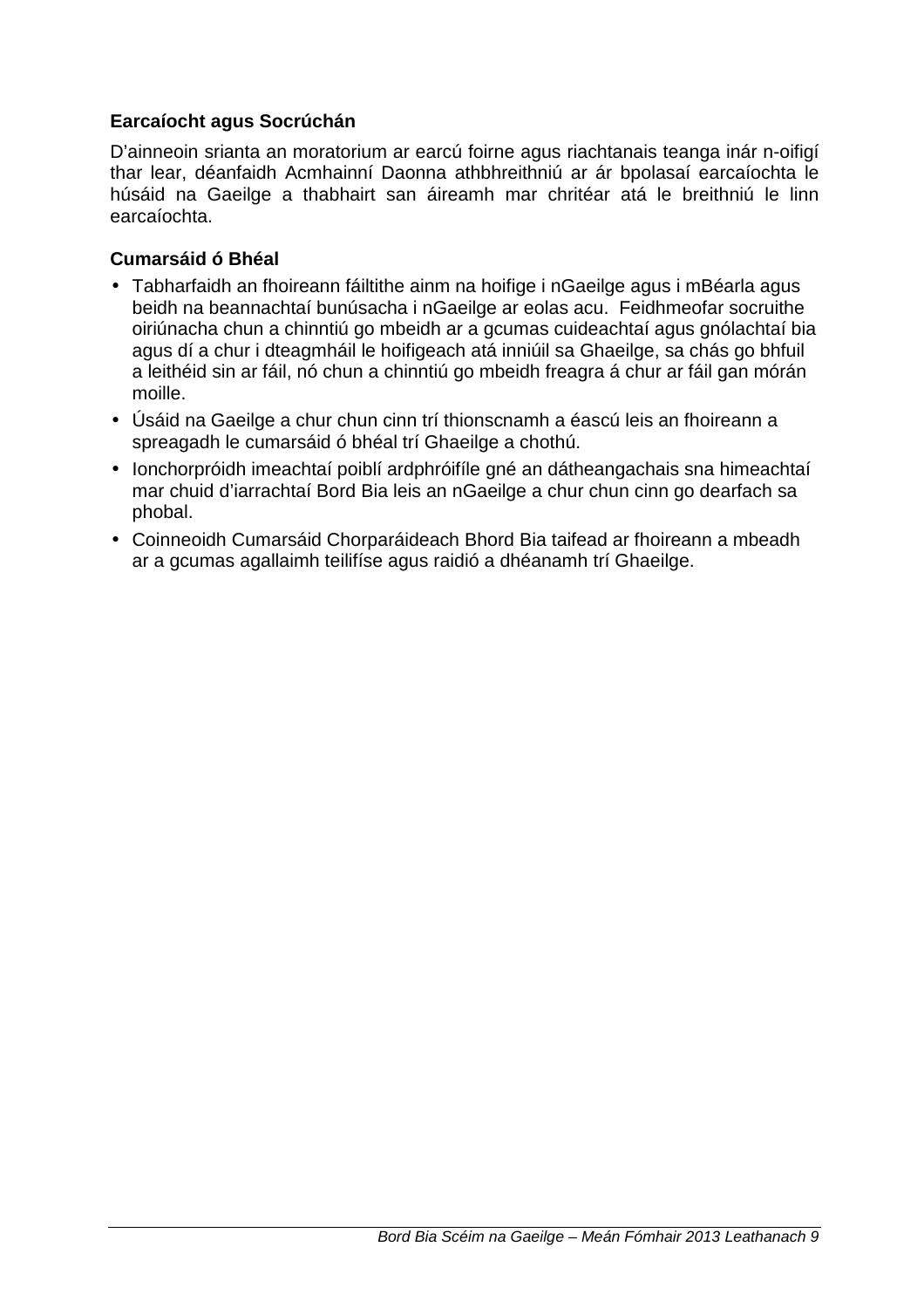**Earcaíocht agus Socrúchán**

D'ainneoin srianta an moratorium ar earcú foirne agus riachtanais teanga inár n-oifigí thar lear, déanfaidh Acmhainní Daonna athbhreithniú ar ár bpolasaí earcaíochta le húsáid na Gaeilge a thabhairt san áireamh mar chritéar atá le breithniú le linn earcaíochta.

**Cumarsáid ó Bhéal**

- Tabharfaidh an fhoireann fáiltithe ainm na hoifige i nGaeilge agus i mBéarla agus beidh na beannachtaí bunúsacha i nGaeilge ar eolas acu. Feidhmeofar socruithe oiriúnacha chun a chinntiú go mbeidh ar a gcumas cuideachtaí agus gnólachtaí bia agus dí a chur i dteagmháil le hoifigeach atá inniúil sa Ghaeilge, sa chás go bhfuil a leithéid sin ar fáil, nó chun a chinntiú go mbeidh freagra á chur ar fáil gan mórán moille.
- Úsáid na Gaeilge a chur chun cinn trí thionscnamh a éascú leis an fhoireann a spreagadh le cumarsáid ó bhéal trí Ghaeilge a chothú.
- Ionchorpróidh imeachtaí poiblí ardphróifíle gné an dátheangachais sna himeachtaí mar chuid d'iarrachtaí Bord Bia leis an nGaeilge a chur chun cinn go dearfach sa phobal.
- Coinneoidh Cumarsáid Chorparáideach Bhord Bia taifead ar fhoireann a mbeadh ar a gcumas agallaimh teilifíse agus raidió a dhéanamh trí Ghaeilge.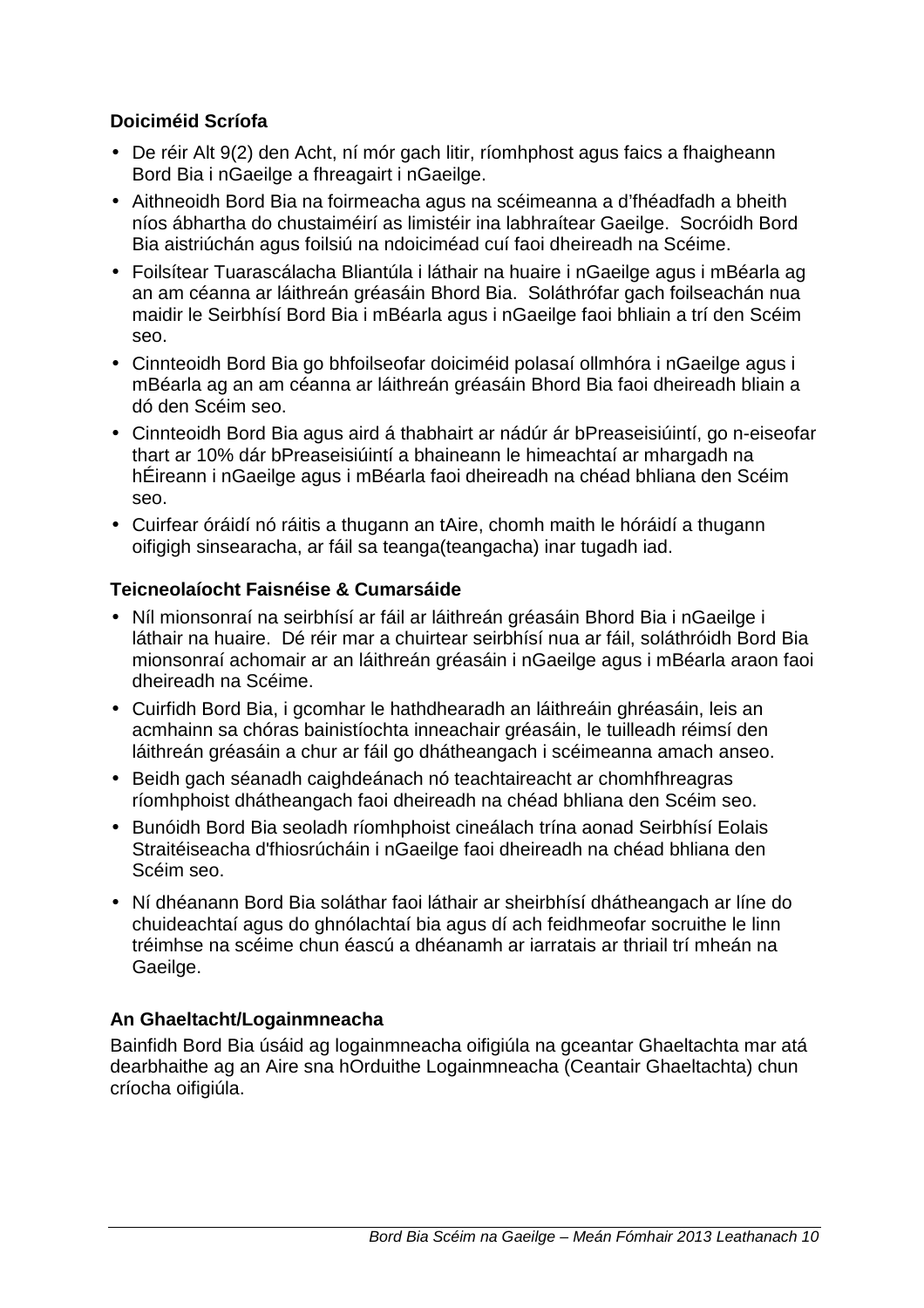**Doiciméid Scríofa**

- De réir Alt 9(2) den Acht, ní mór gach litir, ríomhphost agus faics a fhaigheann Bord Bia i nGaeilge a fhreagairt i nGaeilge.
- Aithneoidh Bord Bia na foirmeacha agus na scéimeanna a d'fhéadfadh a bheith níos ábhartha do chustaiméirí as limistéir ina labhraítear Gaeilge. Socróidh Bord Bia aistriúchán agus foilsiú na ndoiciméad cuí faoi dheireadh na Scéime.
- Foilsítear Tuarascálacha Bliantúla i láthair na huaire i nGaeilge agus i mBéarla ag an am céanna ar láithreán gréasáin Bhord Bia. Soláthrófar gach foilseachán nua maidir le Seirbhísí Bord Bia i mBéarla agus i nGaeilge faoi bhliain a trí den Scéim seo.
- Cinnteoidh Bord Bia go bhfoilseofar doiciméid polasaí ollmhóra i nGaeilge agus i mBéarla ag an am céanna ar láithreán gréasáin Bhord Bia faoi dheireadh bliain a dó den Scéim seo.
- Cinnteoidh Bord Bia agus aird á thabhairt ar nádúr ár bPreaseisiúintí, go n-eiseofar thart ar 10% dár bPreaseisiúintí a bhaineann le himeachtaí ar mhargadh na hÉireann i nGaeilge agus i mBéarla faoi dheireadh na chéad bhliana den Scéim seo.
- Cuirfear óráidí nó ráitis a thugann an tAire, chomh maith le hóráidí a thugann oifigigh sinsearacha, ar fáil sa teanga(teangacha) inar tugadh iad.

**Teicneolaíocht Faisnéise & Cumarsáide**

- Níl mionsonraí na seirbhísí ar fáil ar láithreán gréasáin Bhord Bia i nGaeilge i láthair na huaire. Dé réir mar a chuirtear seirbhísí nua ar fáil, soláthróidh Bord Bia mionsonraí achomair ar an láithreán gréasáin i nGaeilge agus i mBéarla araon faoi dheireadh na Scéime.
- Cuirfidh Bord Bia, i gcomhar le hathdhearadh an láithreáin ghréasáin, leis an acmhainn sa chóras bainistíochta inneachair gréasáin, le tuilleadh réimsí den láithreán gréasáin a chur ar fáil go dhátheangach i scéimeanna amach anseo.
- Beidh gach séanadh caighdeánach nó teachtaireacht ar chomhfhreagras ríomhphoist dhátheangach faoi dheireadh na chéad bhliana den Scéim seo.
- Bunóidh Bord Bia seoladh ríomhphoist cineálach trína aonad Seirbhísí Eolais Straitéiseacha d'fhiosrúcháin i nGaeilge faoi dheireadh na chéad bhliana den Scéim seo.
- Ní dhéanann Bord Bia soláthar faoi láthair ar sheirbhísí dhátheangach ar líne do chuideachtaí agus do ghnólachtaí bia agus dí ach feidhmeofar socruithe le linn tréimhse na scéime chun éascú a dhéanamh ar iarratais ar thriail trí mheán na Gaeilge.

**An Ghaeltacht/Logainmneacha**

Bainfidh Bord Bia úsáid ag logainmneacha oifigiúla na gceantar Ghaeltachta mar atá dearbhaithe ag an Aire sna hOrduithe Logainmneacha (Ceantair Ghaeltachta) chun críocha oifigiúla.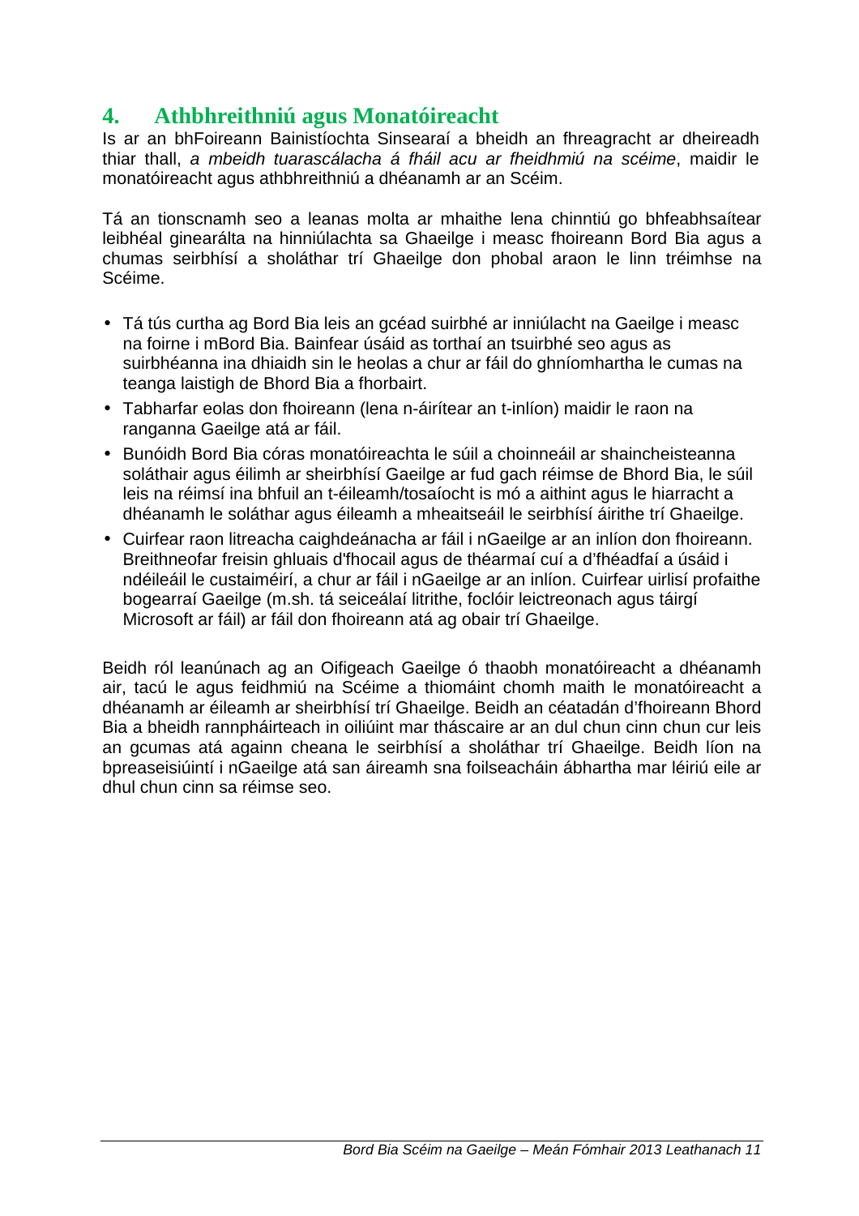## 4. Athbhreithniú agus Monatóireacht

Is ar an bhFoireann Bainistíochta Sinsearaí a bheidh an fhreagracht ar dheireadh thiar thall, *a mbeidh tuarascálacha á fháil acu ar fheidhmiú na scéime*, maidir le monatóireacht agus athbhreithniú a dhéanamh ar an Scéim.

Tá an tionscnamh seo a leanas molta ar mhaithe lena chinntiú go bhfeabhsaítear leibhéal ginearálta na hinniúlachta sa Ghaeilge i measc fhoireann Bord Bia agus a chumas seirbhísí a sholáthar trí Ghaeilge don phobal araon le linn tréimhse na Scéime.

- Tá tús curtha ag Bord Bia leis an gcéad suirbhé ar inniúlacht na Gaeilge i measc na foirne i mBord Bia. Bainfear úsáid as torthaí an tsuirbhé seo agus as suirbhéanna ina dhiaidh sin le heolas a chur ar fáil do ghníomhartha le cumas na teanga laistigh de Bhord Bia a fhorbairt.
- Tabharfar eolas don fhoireann (lena n-áirítear an t-inlíon) maidir le raon na ranganna Gaeilge atá ar fáil.
- Bunóidh Bord Bia córas monatóireachta le súil a choinneáil ar shaincheisteanna soláthair agus éilimh ar sheirbhísí Gaeilge ar fud gach réimse de Bhord Bia, le súil leis na réimsí ina bhfuil an t-éileamh/tosaíocht is mó a aithint agus le hiarracht a dhéanamh le soláthar agus éileamh a mheaitseáil le seirbhísí áirithe trí Ghaeilge.
- Cuirfear raon litreacha caighdeánacha ar fáil i nGaeilge ar an inlíon don fhoireann. Breithneofar freisin ghluais d'fhocail agus de théarmaí cuí a d'fhéadfaí a úsáid i ndéileáil le custaiméirí, a chur ar fáil i nGaeilge ar an inlíon. Cuirfear uirlisí profaithe bogearraí Gaeilge (m.sh. tá seiceálaí litrithe, foclóir leictreonach agus táirgí Microsoft ar fáil) ar fáil don fhoireann atá ag obair trí Ghaeilge.

Beidh ról leanúnach ag an Oifigeach Gaeilge ó thaobh monatóireacht a dhéanamh air, tacú le agus feidhmiú na Scéime a thiomáint chomh maith le monatóireacht a dhéanamh ar éileamh ar sheirbhísí trí Ghaeilge. Beidh an céatadán d'fhoireann Bhord Bia a bheidh rannpháirteach in oiliúint mar tháscaire ar an dul chun cinn chun cur leis an gcumas atá againn cheana le seirbhísí a sholáthar trí Ghaeilge. Beidh líon na bpreaseisiúintí i nGaeilge atá san áireamh sna foilseacháin ábhartha mar léiriú eile ar dhul chun cinn sa réimse seo.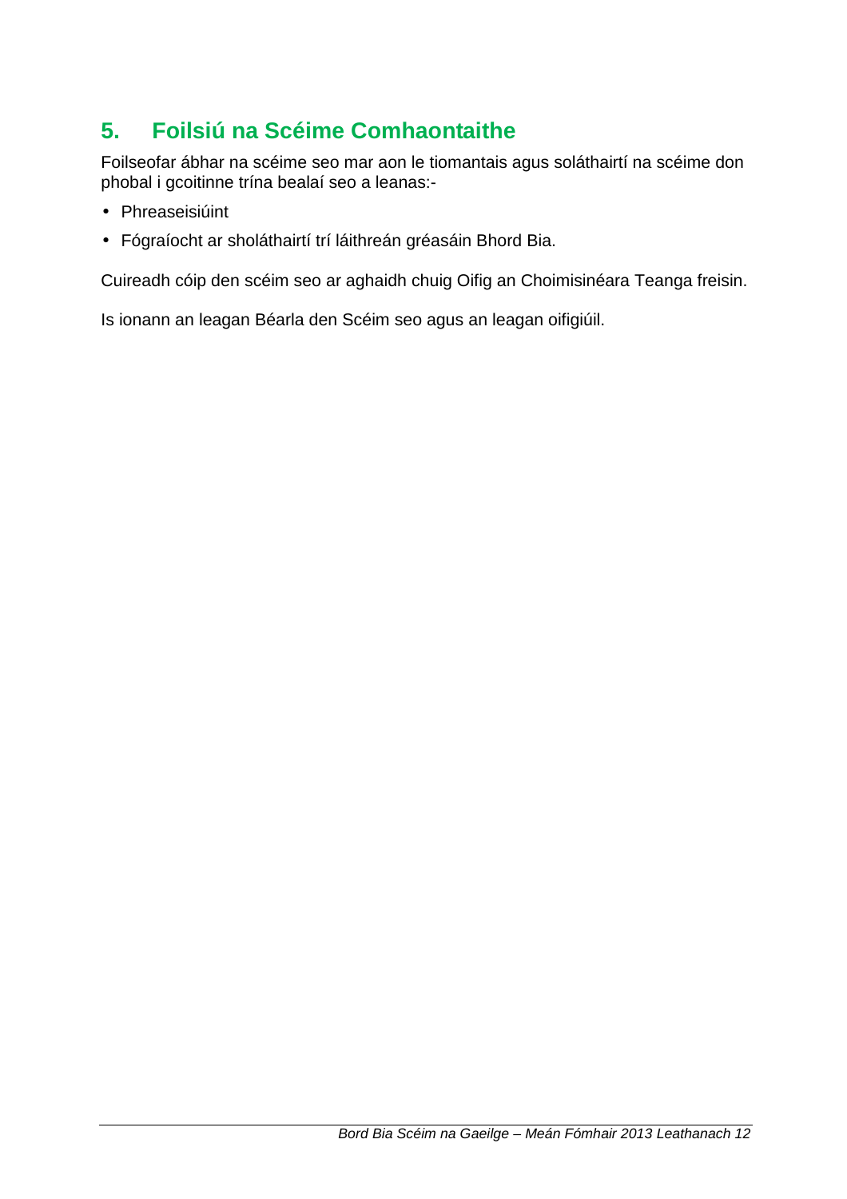## 5. Foilsiú na Scéime Comhaontaithe

Foilseofar ábhar na scéime seo mar aon le tiomantais agus soláthairtí na scéime don phobal i gcoitinne trína bealaí seo a leanas:-

- Phreaseisiúint
- Fógraíocht ar sholáthairtí trí láithreán gréasáin Bhord Bia.

Cuireadh cóip den scéim seo ar aghaidh chuig Oifig an Choimisinéara Teanga freisin.

Is ionann an leagan Béarla den Scéim seo agus an leagan oifigiúil.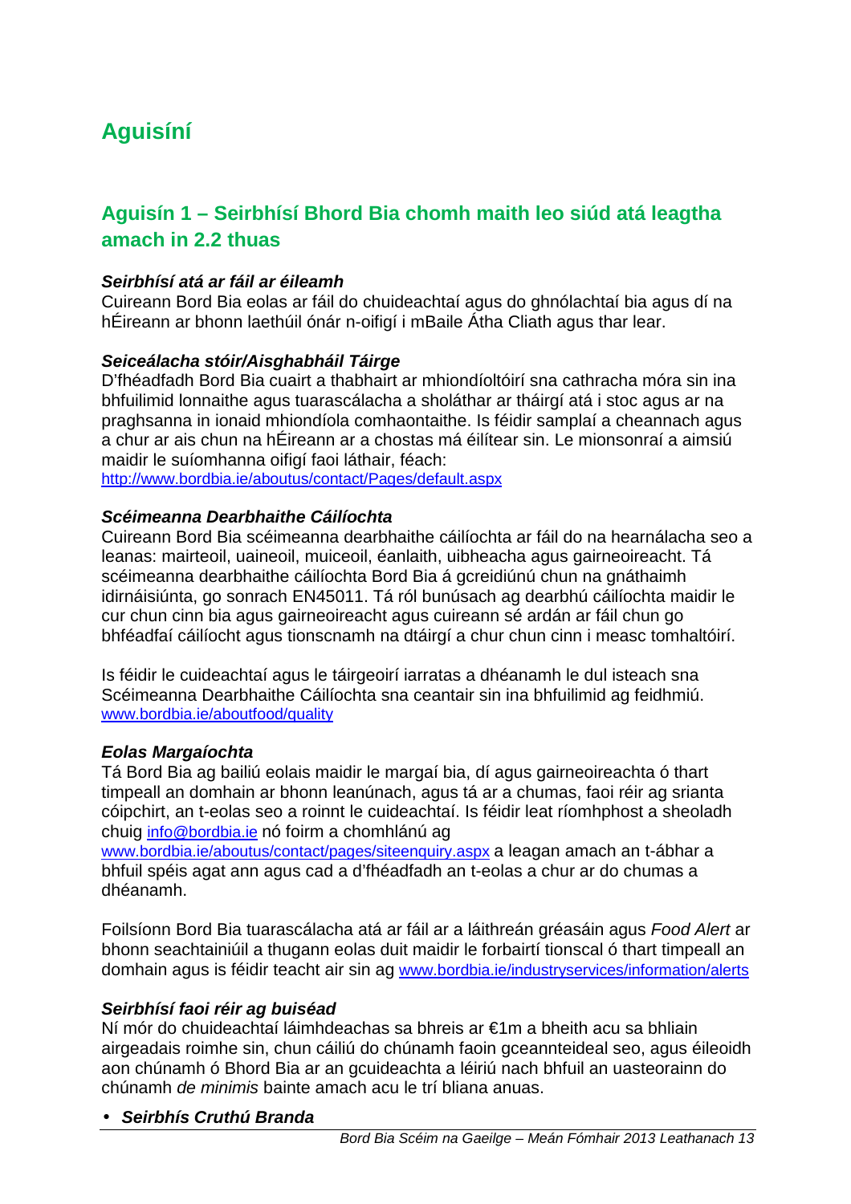# Aguisíní

## Aguisín 1 – Seirbhísí Bhord Bia chomh maith leo siúd atá leagtha amach in 2.2 thuas

***Seirbhísí atá ar fáil ar éileamh***

Cuireann Bord Bia eolas ar fáil do chuideachtaí agus do ghnólachtaí bia agus dí na hÉireann ar bhonn laethúil ónár n-oifigí i mBaile Átha Cliath agus thar lear.

***Seiceálacha stóir/Aisghabháil Táirge***

D'fhéadfadh Bord Bia cuairt a thabhairt ar mhiondíoltóirí sna cathracha móra sin ina bhfuilimid lonnaithe agus tuarascálacha a sholáthar ar tháirgí atá i stoc agus ar na praghsanna in ionaid mhiondíola comhaontaithe. Is féidir samplaí a cheannach agus a chur ar ais chun na hÉireann ar a chostas má éilítear sin. Le mionsonraí a aimsiú maidir le suíomhanna oifigí faoi láthair, féach:
http://www.bordbia.ie/aboutus/contact/Pages/default.aspx

***Scéimeanna Dearbhaithe Cáilíochta***

Cuireann Bord Bia scéimeanna dearbhaithe cáilíochta ar fáil do na hearnálacha seo a leanas: mairteoil, uaineoil, muiceoil, éanlaith, uibheacha agus gairneoireacht. Tá scéimeanna dearbhaithe cáilíochta Bord Bia á gcreidiúnú chun na gnáthaimh idirnáisiúnta, go sonrach EN45011. Tá ról bunúsach ag dearbhú cáilíochta maidir le cur chun cinn bia agus gairneoireacht agus cuireann sé ardán ar fáil chun go bhféadfaí cáilíocht agus tionscnamh na dtáirgí a chur chun cinn i measc tomhaltóirí.

Is féidir le cuideachtaí agus le táirgeoirí iarratas a dhéanamh le dul isteach sna Scéimeanna Dearbhaithe Cáilíochta sna ceantair sin ina bhfuilimid ag feidhmiú.
www.bordbia.ie/aboutfood/quality

***Eolas Margaíochta***

Tá Bord Bia ag bailiú eolais maidir le margaí bia, dí agus gairneoireachta ó thart timpeall an domhain ar bhonn leanúnach, agus tá ar a chumas, faoi réir ag srianta cóipchirt, an t-eolas seo a roinnt le cuideachtaí. Is féidir leat ríomhphost a sheoladh chuig info@bordbia.ie nó foirm a chomhlánú ag www.bordbia.ie/aboutus/contact/pages/siteenquiry.aspx a leagan amach an t-ábhar a bhfuil spéis agat ann agus cad a d'fhéadfadh an t-eolas a chur ar do chumas a dhéanamh.

Foilsíonn Bord Bia tuarascálacha atá ar fáil ar a láithreán gréasáin agus *Food Alert* ar bhonn seachtainiúil a thugann eolas duit maidir le forbairtí tionscal ó thart timpeall an domhain agus is féidir teacht air sin ag www.bordbia.ie/industryservices/information/alerts

***Seirbhísí faoi réir ag buiséad***

Ní mór do chuideachtaí láimhdeachas sa bhreis ar €1m a bheith acu sa bhliain airgeadais roimhe sin, chun cáiliú do chúnamh faoin gceannteideal seo, agus éileoidh aon chúnamh ó Bhord Bia ar an gcuideachta a léiriú nach bhfuil an uasteorainn do chúnamh *de minimis* bainte amach acu le trí bliana anuas.

- ***Seirbhís Cruthú Branda***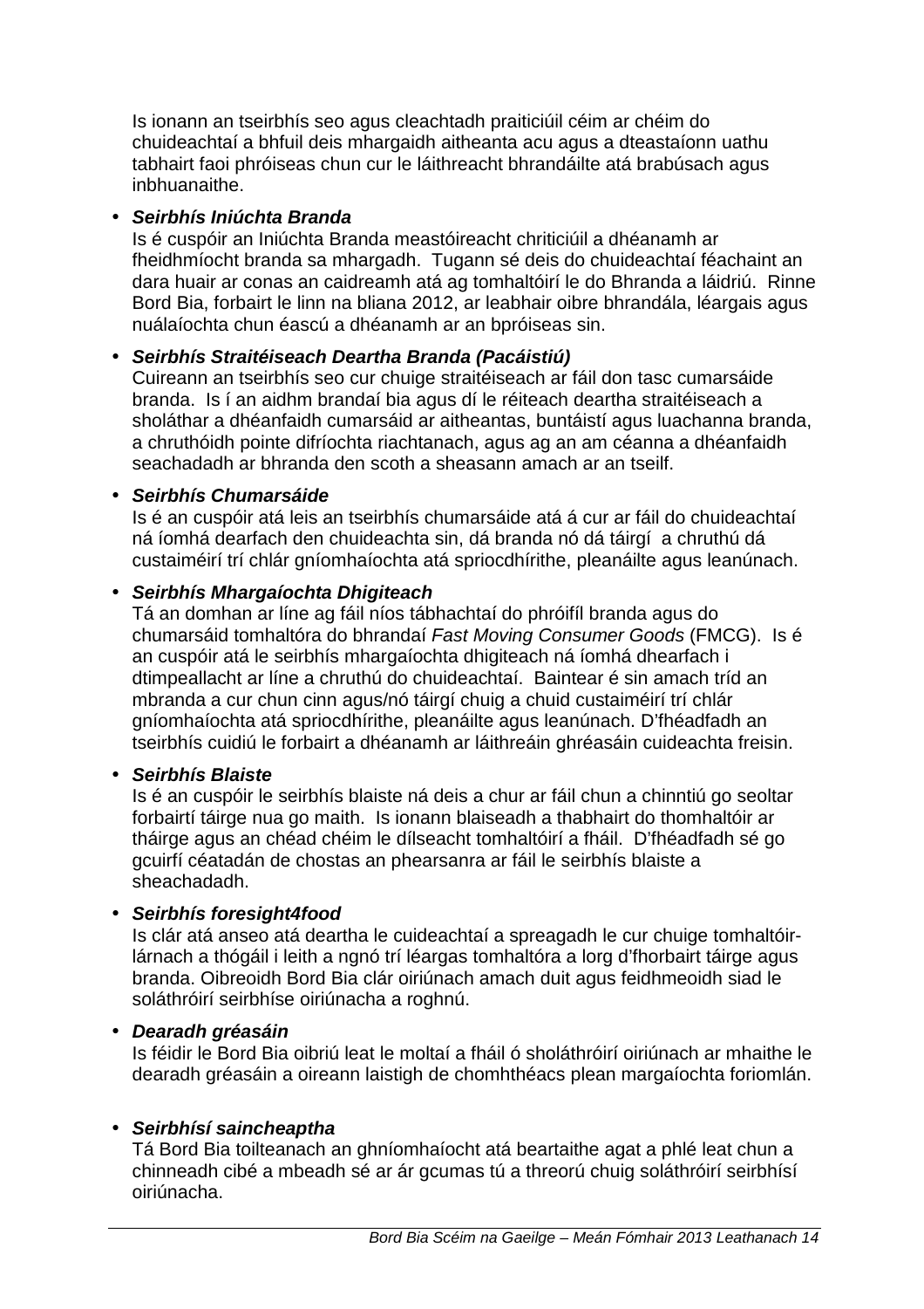Is ionann an tseirbhís seo agus cleachtadh praiticiúil céim ar chéim do chuideachtaí a bhfuil deis mhargaidh aitheanta acu agus a dteastaíonn uathu tabhairt faoi phróiseas chun cur le láithreacht bhrandáilte atá brabúsach agus inbhuanaithe.

- ***Seirbhís Iniúchta Branda***
  Is é cuspóir an Iniúchta Branda meastóireacht chriticiúil a dhéanamh ar fheidhmíocht branda sa mhargadh. Tugann sé deis do chuideachtaí féachaint an dara huair ar conas an caidreamh atá ag tomhaltóirí le do Bhranda a láidriú. Rinne Bord Bia, forbairt le linn na bliana 2012, ar leabhair oibre bhrandála, léargais agus nuálaíochta chun éascú a dhéanamh ar an bpróiseas sin.

- ***Seirbhís Straitéiseach Deartha Branda (Pacáistiú)***
  Cuireann an tseirbhís seo cur chuige straitéiseach ar fáil don tasc cumarsáide branda. Is í an aidhm brandaí bia agus dí le réiteach deartha straitéiseach a sholáthar a dhéanfaidh cumarsáid ar aitheantas, buntáistí agus luachanna branda, a chruthóidh pointe difríochta riachtanach, agus ag an am céanna a dhéanfaidh seachadadh ar bhranda den scoth a sheasann amach ar an tseilf.

- ***Seirbhís Chumarsáide***
  Is é an cuspóir atá leis an tseirbhís chumarsáide atá á cur ar fáil do chuideachtaí ná íomhá dearfach den chuideachta sin, dá branda nó dá táirgí a chruthú dá custaiméirí trí chlár gníomhaíochta atá spriocdhírithe, pleanáilte agus leanúnach.

- ***Seirbhís Mhargaíochta Dhigiteach***
  Tá an domhan ar líne ag fáil níos tábhachtaí do phróifíl branda agus do chumarsáid tomhaltóra do bhrandaí *Fast Moving Consumer Goods* (FMCG). Is é an cuspóir atá le seirbhís mhargaíochta dhigiteach ná íomhá dhearfach i dtimpeallacht ar líne a chruthú do chuideachtaí. Baintear é sin amach tríd an mbranda a cur chun cinn agus/nó táirgí chuig a chuid custaiméirí trí chlár gníomhaíochta atá spriocdhírithe, pleanáilte agus leanúnach. D'fhéadfadh an tseirbhís cuidiú le forbairt a dhéanamh ar láithreáin ghréasáin cuideachta freisin.

- ***Seirbhís Blaiste***
  Is é an cuspóir le seirbhís blaiste ná deis a chur ar fáil chun a chinntiú go seoltar forbairtí táirge nua go maith. Is ionann blaiseadh a thabhairt do thomhaltóir ar tháirge agus an chéad chéim le dílseacht tomhaltóirí a fháil. D'fhéadfadh sé go gcuirfí céatadán de chostas an phearsanra ar fáil le seirbhís blaiste a sheachadadh.

- ***Seirbhís foresight4food***
  Is clár atá anseo atá deartha le cuideachtaí a spreagadh le cur chuige tomhaltóir-lárnach a thógáil i leith a ngnó trí léargas tomhaltóra a lorg d'fhorbairt táirge agus branda. Oibreoidh Bord Bia clár oiriúnach amach duit agus feidhmeoidh siad le soláthróirí seirbhíse oiriúnacha a roghnú.

- ***Dearadh gréasáin***
  Is féidir le Bord Bia oibriú leat le moltaí a fháil ó sholáthróirí oiriúnach ar mhaithe le dearadh gréasáin a oireann laistigh de chomhthéacs plean margaíochta foriomlán.

- ***Seirbhísí saincheaptha***
  Tá Bord Bia toilteanach an ghníomhaíocht atá beartaithe agat a phlé leat chun a chinneadh cibé a mbeadh sé ar ár gcumas tú a threorú chuig soláthróirí seirbhísí oiriúnacha.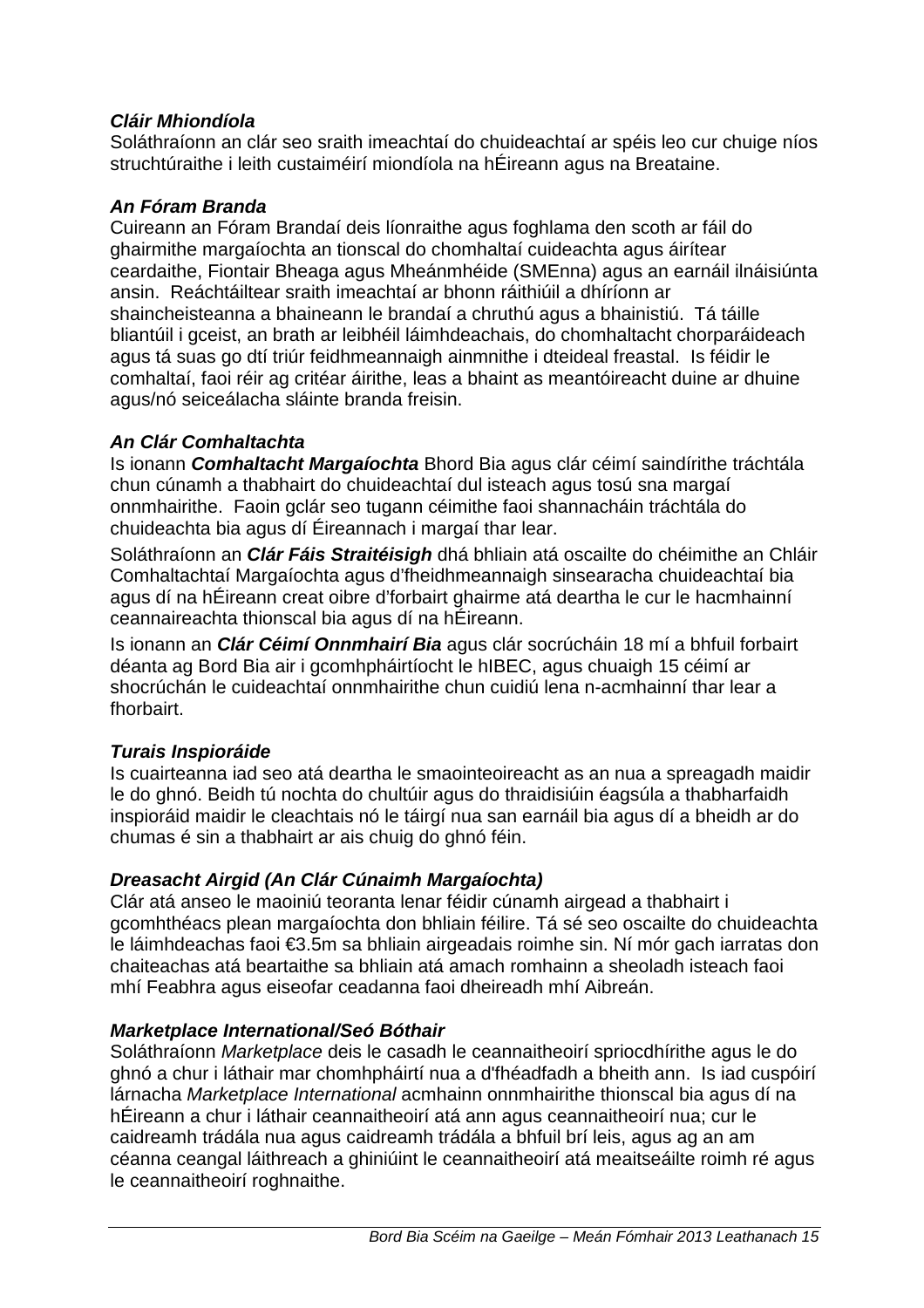### *Cláir Mhiondíola*

Soláthraíonn an clár seo sraith imeachtaí do chuideachtaí ar spéis leo cur chuige níos struchtúraithe i leith custaiméirí miondíola na hÉireann agus na Breataine.

### *An Fóram Branda*

Cuireann an Fóram Brandaí deis líonraithe agus foghlama den scoth ar fáil do ghairmithe margaíochta an tionscal do chomhaltaí cuideachta agus áirítear ceardaithe, Fiontair Bheaga agus Mheánmhéide (SMEnna) agus an earnáil ilnáisiúnta ansin. Reáchtáiltear sraith imeachtaí ar bhonn ráithiúil a dhíríonn ar shaincheisteanna a bhaineann le brandaí a chruthú agus a bhainistiú. Tá táille bliantúil i gceist, an brath ar leibhéil láimhdeachais, do chomhaltacht chorparáideach agus tá suas go dtí triúr feidhmeannaigh ainmnithe i dteideal freastal. Is féidir le comhaltaí, faoi réir ag critéar áirithe, leas a bhaint as meantóireacht duine ar dhuine agus/nó seiceálacha sláinte branda freisin.

### *An Clár Comhaltachta*

Is ionann ***Comhaltacht Margaíochta*** Bhord Bia agus clár céimí saindírithe tráchtála chun cúnamh a thabhairt do chuideachtaí dul isteach agus tosú sna margaí onnmhairithe. Faoin gclár seo tugann céimithe faoi shannacháin tráchtála do chuideachta bia agus dí Éireannach i margaí thar lear.

Soláthraíonn an ***Clár Fáis Straitéisigh*** dhá bhliain atá oscailte do chéimithe an Chláir Comhaltachtaí Margaíochta agus d'fheidhmeannaigh sinsearacha chuideachtaí bia agus dí na hÉireann creat oibre d'forbairt ghairme atá deartha le cur le hacmhainní ceannaireachta thionscal bia agus dí na hÉireann.

Is ionann an ***Clár Céimí Onnmhairí Bia*** agus clár socrúcháin 18 mí a bhfuil forbairt déanta ag Bord Bia air i gcomhpháirtíocht le hIBEC, agus chuaigh 15 céimí ar shocrúchán le cuideachtaí onnmhairithe chun cuidiú lena n-acmhainní thar lear a fhorbairt.

### *Turais Inspioráide*

Is cuairteanna iad seo atá deartha le smaointeoireacht as an nua a spreagadh maidir le do ghnó. Beidh tú nochta do chultúir agus do thraidisiúin éagsúla a thabharfaidh inspioráid maidir le cleachtais nó le táirgí nua san earnáil bia agus dí a bheidh ar do chumas é sin a thabhairt ar ais chuig do ghnó féin.

### *Dreasacht Airgid (An Clár Cúnaimh Margaíochta)*

Clár atá anseo le maoiniú teoranta lenar féidir cúnamh airgead a thabhairt i gcomhthéacs plean margaíochta don bhliain féilire. Tá sé seo oscailte do chuideachta le láimhdeachas faoi €3.5m sa bhliain airgeadais roimhe sin. Ní mór gach iarratas don chaiteachas atá beartaithe sa bhliain atá amach romhainn a sheoladh isteach faoi mhí Feabhra agus eiseofar ceadanna faoi dheireadh mhí Aibreán.

### *Marketplace International/Seó Bóthair*

Soláthraíonn *Marketplace* deis le casadh le ceannaitheoirí spriocdhírithe agus le do ghnó a chur i láthair mar chomhpháirtí nua a d'fhéadfadh a bheith ann. Is iad cuspóirí lárnacha *Marketplace International* acmhainn onnmhairithe thionscal bia agus dí na hÉireann a chur i láthair ceannaitheoirí atá ann agus ceannaitheoirí nua; cur le caidreamh trádála nua agus caidreamh trádála a bhfuil brí leis, agus ag an am céanna ceangal láithreach a ghiniúint le ceannaitheoirí atá meaitseáilte roimh ré agus le ceannaitheoirí roghnaithe.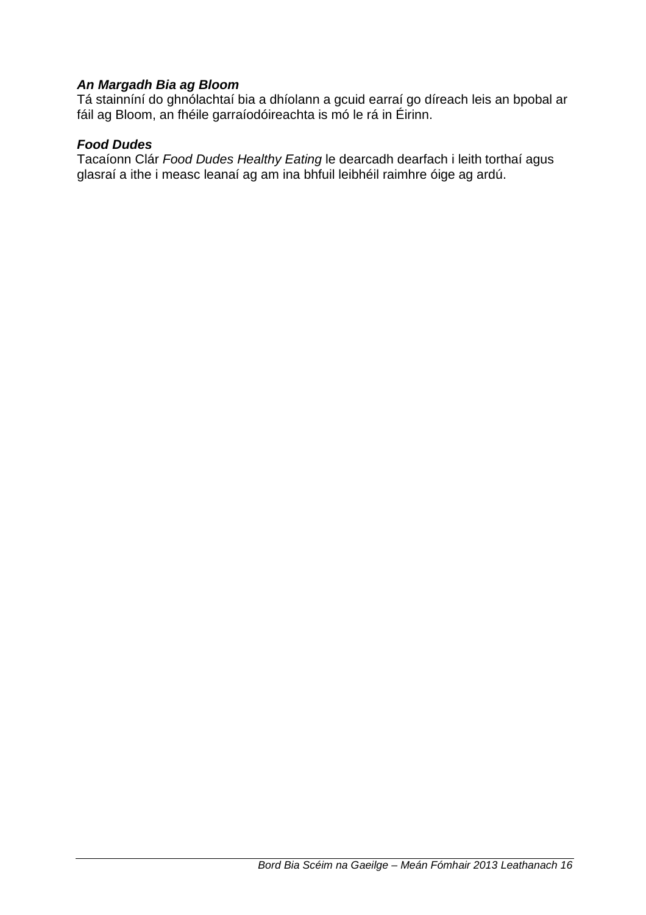***An Margadh Bia ag Bloom***

Tá stainníní do ghnólachtaí bia a dhíolann a gcuid earraí go díreach leis an bpobal ar fáil ag Bloom, an fhéile garraíodóireachta is mó le rá in Éirinn.

***Food Dudes***

Tacaíonn Clár *Food Dudes Healthy Eating* le dearcadh dearfach i leith torthaí agus glasraí a ithe i measc leanaí ag am ina bhfuil leibhéil raimhre óige ag ardú.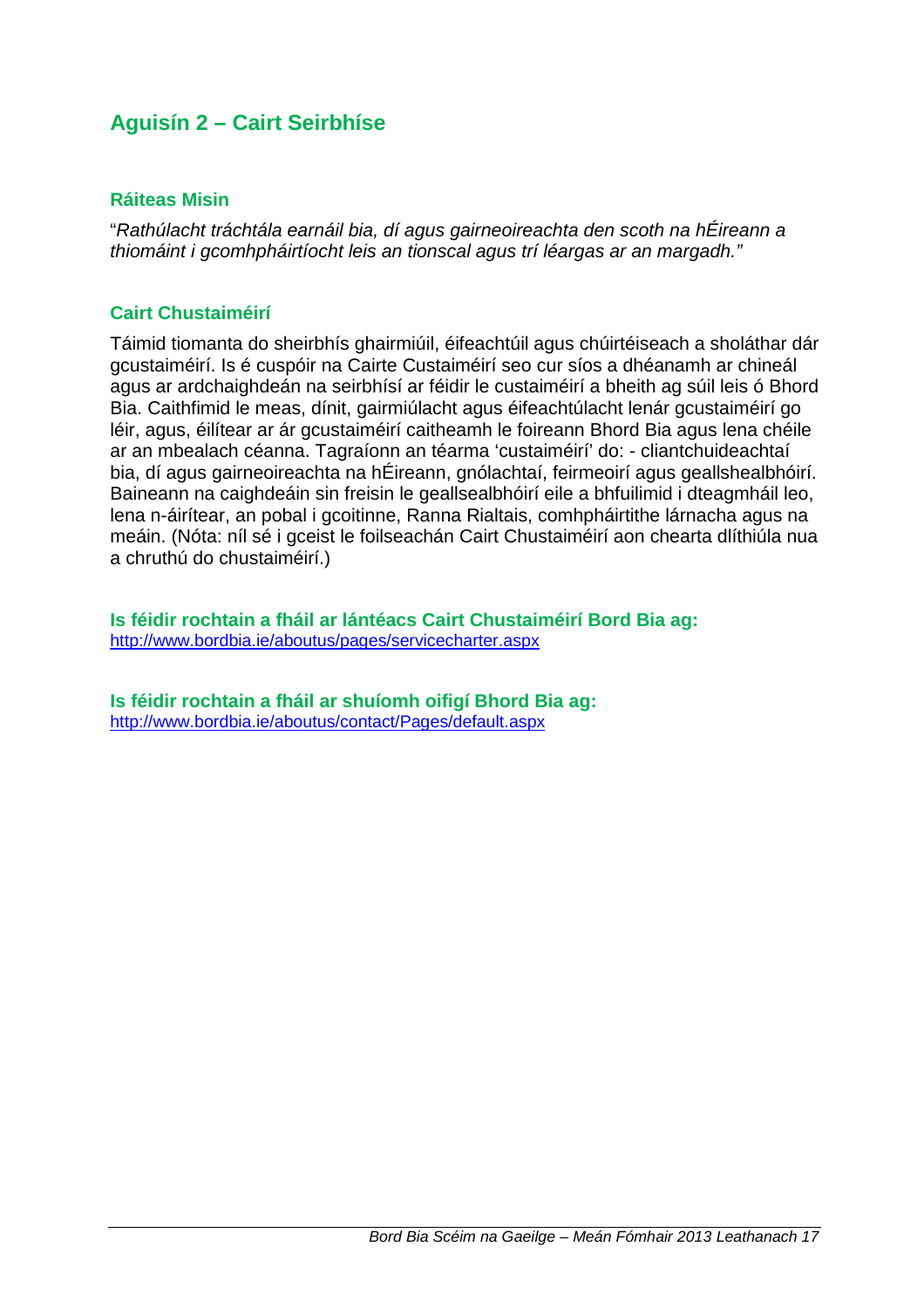## Aguisín 2 – Cairt Seirbhíse

### Ráiteas Misin

"*Rathúlacht tráchtála earnáil bia, dí agus gairneoireachta den scoth na hÉireann a thiomáint i gcomhpháirtíocht leis an tionscal agus trí léargas ar an margadh."*

### Cairt Chustaiméirí

Táimid tiomanta do sheirbhís ghairmiúil, éifeachtúil agus chúirtéiseach a sholáthar dár gcustaiméirí. Is é cuspóir na Cairte Custaiméirí seo cur síos a dhéanamh ar chineál agus ar ardchaighdeán na seirbhísí ar féidir le custaiméirí a bheith ag súil leis ó Bhord Bia. Caithfimid le meas, dínit, gairmiúlacht agus éifeachtúlacht lenár gcustaiméirí go léir, agus, éilítear ar ár gcustaiméirí caitheamh le foireann Bhord Bia agus lena chéile ar an mbealach céanna. Tagraíonn an téarma 'custaiméirí' do: - cliantchuideachtaí bia, dí agus gairneoireachta na hÉireann, gnólachtaí, feirmeoirí agus geallshealbhóirí. Baineann na caighdeáin sin freisin le geallsealbhóirí eile a bhfuilimid i dteagmháil leo, lena n-áirítear, an pobal i gcoitinne, Ranna Rialtais, comhpháirtithe lárnacha agus na meáin. (Nóta: níl sé i gceist le foilseachán Cairt Chustaiméirí aon chearta dlíthiúla nua a chruthú do chustaiméirí.)

**Is féidir rochtain a fháil ar lántéacs Cairt Chustaiméirí Bord Bia ag:**
http://www.bordbia.ie/aboutus/pages/servicecharter.aspx

**Is féidir rochtain a fháil ar shuíomh oifigí Bhord Bia ag:**
http://www.bordbia.ie/aboutus/contact/Pages/default.aspx